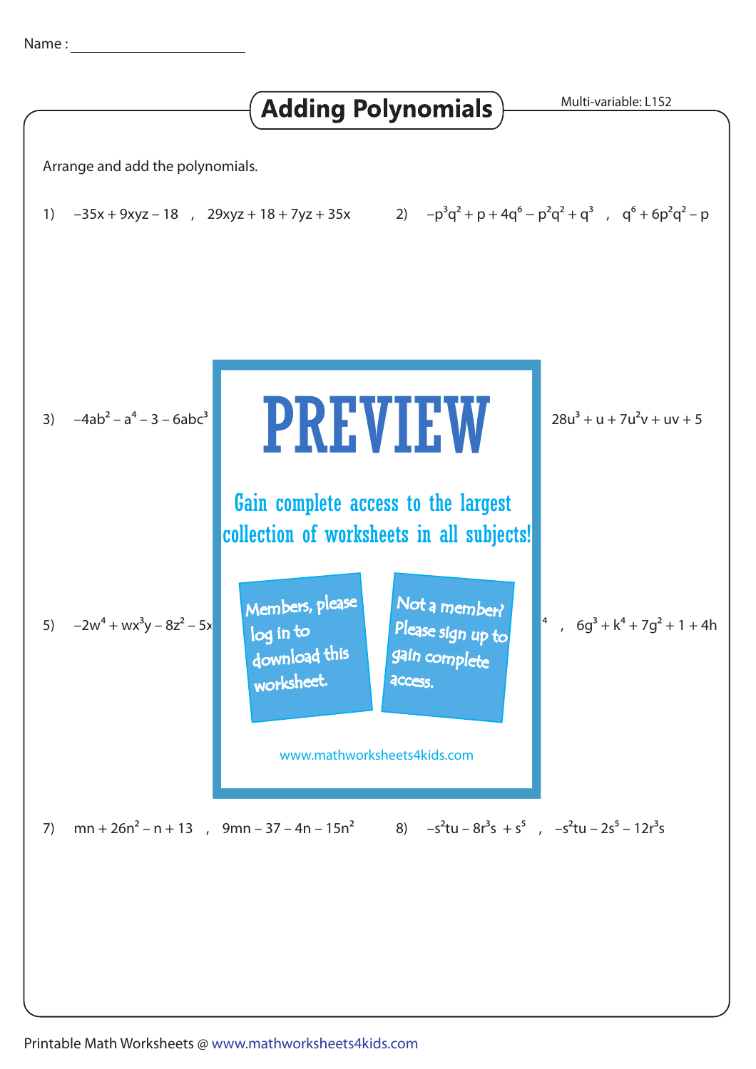Name :

# Adding Polynomials

Multi-variable: L1S2

Arrange and add the polynomials.

1) $-35x + 9xyz - 18$ , $29xyz + 18 + 7yz + 35x$

2) $-p^3q^2 + p + 4q^6 - p^2q^2 + q^3$ , $q^6 + 6p^2q^2 - p$

3) $-4ab^2 - a^4 - 3 - 6abc^3$

$28u^3 + u + 7u^2v + uv + 5$

PREVIEW

Gain complete access to the largest collection of worksheets in all subjects!

Members, please log in to download this worksheet.

Not a member? Please sign up to gain complete access.

www.mathworksheets4kids.com

5) $-2w^4 + wx^3y - 8z^2 - 5x$

$^4$ , $6g^3 + k^4 + 7g^2 + 1 + 4h$

7) $mn + 26n^2 - n + 13$ , $9mn - 37 - 4n - 15n^2$

8) $-s^2tu - 8r^3s + s^5$ , $-s^2tu - 2s^5 - 12r^3s$

Printable Math Worksheets @ www.mathworksheets4kids.com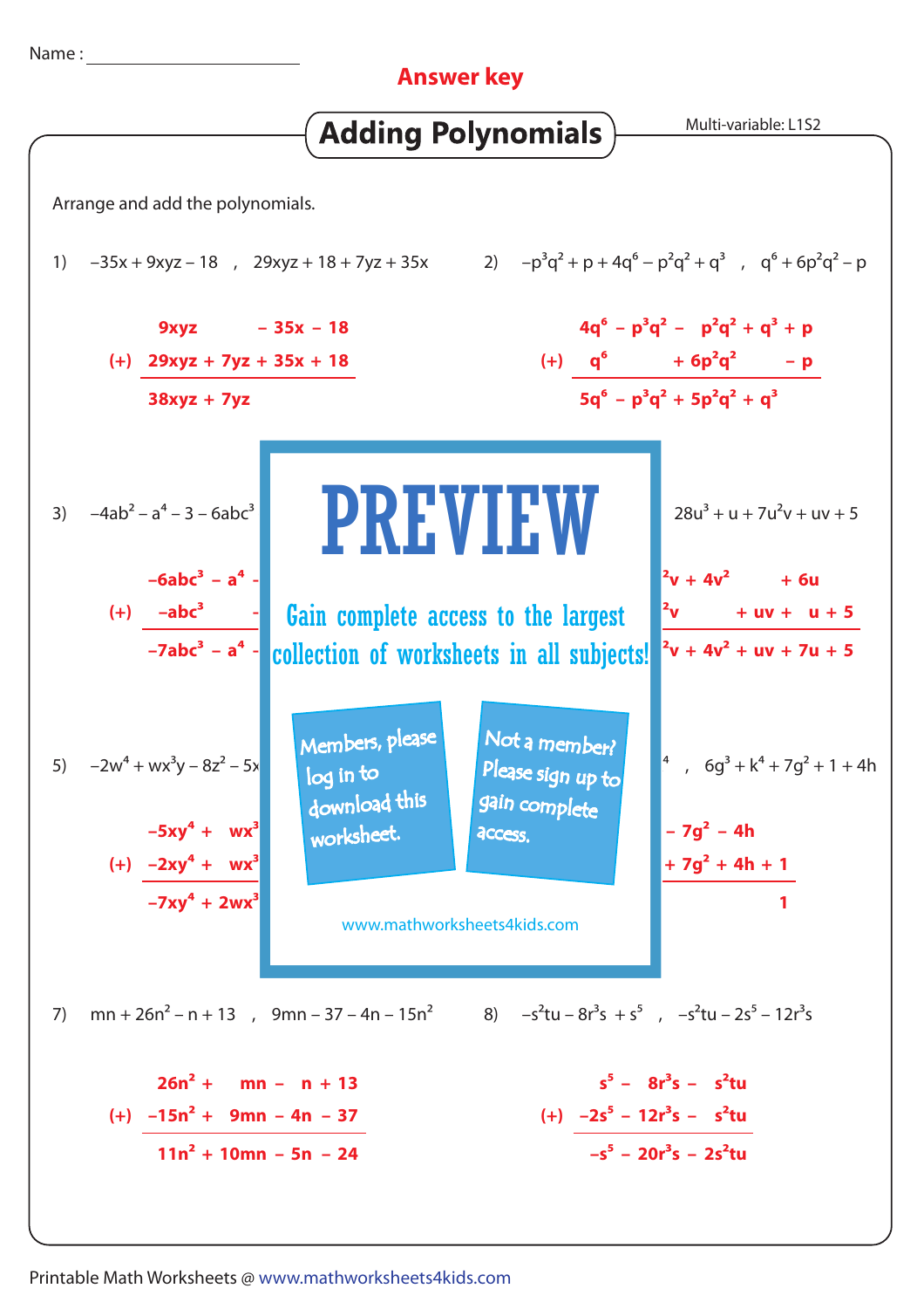Name :

**Answer key**

# Adding Polynomials

Multi-variable: L1S2

Arrange and add the polynomials.

1) $-35x + 9xyz - 18$ , $29xyz + 18 + 7yz + 35x$

$$\begin{array}{r} 9xyz \qquad\quad - 35x - 18 \\ (+)\ 29xyz + 7yz + 35x + 18 \\ \hline 38xyz + 7yz \qquad\qquad\qquad \end{array}$$

2) $-p^3q^2 + p + 4q^6 - p^2q^2 + q^3$ , $q^6 + 6p^2q^2 - p$

$$\begin{array}{r} 4q^6 - p^3q^2 - p^2q^2 + q^3 + p \\ (+)\ q^6 \qquad\quad + 6p^2q^2 \qquad - p \\ \hline 5q^6 - p^3q^2 + 5p^2q^2 + q^3 \qquad \end{array}$$

3) $-4ab^2 - a^4 - 3 - 6abc^3$ ...

$-6abc^3 - a^4$ ...

$(+)\ -abc^3$ ...

$-7abc^3 - a^4$ ...

... $28u^3 + u + 7u^2v + uv + 5$

... $^2v + 4v^2 \quad + 6u$

... $^2v \quad + uv + u + 5$

... $^2v + 4v^2 + uv + 7u + 5$

**PREVIEW**

Gain complete access to the largest collection of worksheets in all subjects!

Members, please log in to download this worksheet.

Not a member? Please sign up to gain complete access.

www.mathworksheets4kids.com

5) $-2w^4 + wx^3y - 8z^2 - 5x$ ...

$-5xy^4 + wx^3$ ...

$(+)\ -2xy^4 + wx^3$ ...

$-7xy^4 + 2wx^3$ ...

... $^4$ , $6g^3 + k^4 + 7g^2 + 1 + 4h$

... $- 7g^2 - 4h$

... $+ 7g^2 + 4h + 1$

... $1$

7) $mn + 26n^2 - n + 13$ , $9mn - 37 - 4n - 15n^2$

$$\begin{array}{r} 26n^2 + mn - n + 13 \\ (+)\ -15n^2 + 9mn - 4n - 37 \\ \hline 11n^2 + 10mn - 5n - 24 \end{array}$$

8) $-s^2tu - 8r^3s + s^5$ , $-s^2tu - 2s^5 - 12r^3s$

$$\begin{array}{r} s^5 - 8r^3s - s^2tu \\ (+)\ -2s^5 - 12r^3s - s^2tu \\ \hline -s^5 - 20r^3s - 2s^2tu \end{array}$$